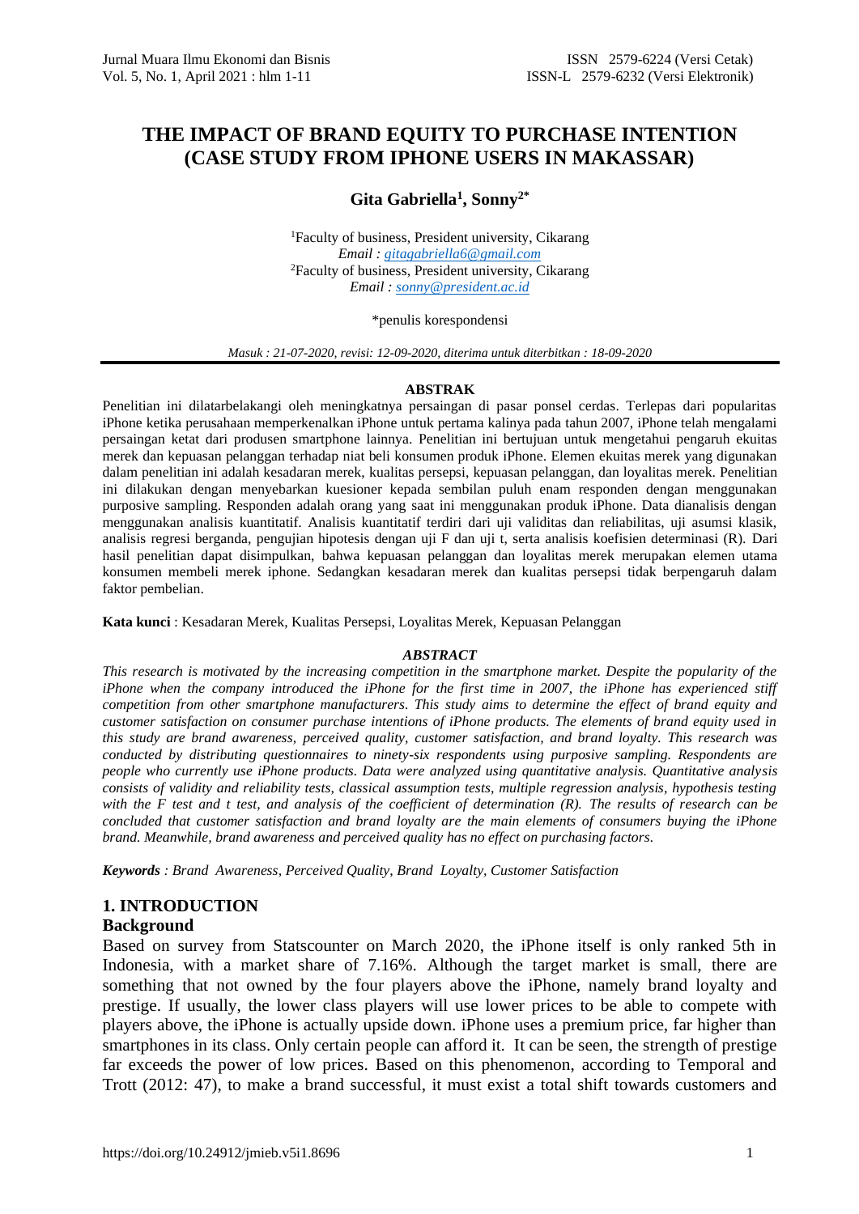# THE IMPACT OF BRAND EQUITY TO PURCHASE INTENTION (CASE STUDY FROM IPHONE USERS IN MAKASSAR)

**Gita Gabriella[1], Sonny[2*]**

[1]Faculty of business, President university, Cikarang
*Email : gitagabriella6@gmail.com*
[2]Faculty of business, President university, Cikarang
*Email : sonny@president.ac.id*

*penulis korespondensi

*Masuk : 21-07-2020, revisi: 12-09-2020, diterima untuk diterbitkan : 18-09-2020*

**ABSTRAK**

Penelitian ini dilatarbelakangi oleh meningkatnya persaingan di pasar ponsel cerdas. Terlepas dari popularitas iPhone ketika perusahaan memperkenalkan iPhone untuk pertama kalinya pada tahun 2007, iPhone telah mengalami persaingan ketat dari produsen smartphone lainnya. Penelitian ini bertujuan untuk mengetahui pengaruh ekuitas merek dan kepuasan pelanggan terhadap niat beli konsumen produk iPhone. Elemen ekuitas merek yang digunakan dalam penelitian ini adalah kesadaran merek, kualitas persepsi, kepuasan pelanggan, dan loyalitas merek. Penelitian ini dilakukan dengan menyebarkan kuesioner kepada sembilan puluh enam responden dengan menggunakan purposive sampling. Responden adalah orang yang saat ini menggunakan produk iPhone. Data dianalisis dengan menggunakan analisis kuantitatif. Analisis kuantitatif terdiri dari uji validitas dan reliabilitas, uji asumsi klasik, analisis regresi berganda, pengujian hipotesis dengan uji F dan uji t, serta analisis koefisien determinasi (R). Dari hasil penelitian dapat disimpulkan, bahwa kepuasan pelanggan dan loyalitas merek merupakan elemen utama konsumen membeli merek iphone. Sedangkan kesadaran merek dan kualitas persepsi tidak berpengaruh dalam faktor pembelian.

**Kata kunci** : Kesadaran Merek, Kualitas Persepsi, Loyalitas Merek, Kepuasan Pelanggan

***ABSTRACT***

*This research is motivated by the increasing competition in the smartphone market. Despite the popularity of the iPhone when the company introduced the iPhone for the first time in 2007, the iPhone has experienced stiff competition from other smartphone manufacturers. This study aims to determine the effect of brand equity and customer satisfaction on consumer purchase intentions of iPhone products. The elements of brand equity used in this study are brand awareness, perceived quality, customer satisfaction, and brand loyalty. This research was conducted by distributing questionnaires to ninety-six respondents using purposive sampling. Respondents are people who currently use iPhone products. Data were analyzed using quantitative analysis. Quantitative analysis consists of validity and reliability tests, classical assumption tests, multiple regression analysis, hypothesis testing with the F test and t test, and analysis of the coefficient of determination (R). The results of research can be concluded that customer satisfaction and brand loyalty are the main elements of consumers buying the iPhone brand. Meanwhile, brand awareness and perceived quality has no effect on purchasing factors.*

***Keywords** : Brand Awareness, Perceived Quality, Brand Loyalty, Customer Satisfaction*

## 1. INTRODUCTION

### Background

Based on survey from Statscounter on March 2020, the iPhone itself is only ranked 5th in Indonesia, with a market share of 7.16%. Although the target market is small, there are something that not owned by the four players above the iPhone, namely brand loyalty and prestige. If usually, the lower class players will use lower prices to be able to compete with players above, the iPhone is actually upside down. iPhone uses a premium price, far higher than smartphones in its class. Only certain people can afford it. It can be seen, the strength of prestige far exceeds the power of low prices. Based on this phenomenon, according to Temporal and Trott (2012: 47), to make a brand successful, it must exist a total shift towards customers and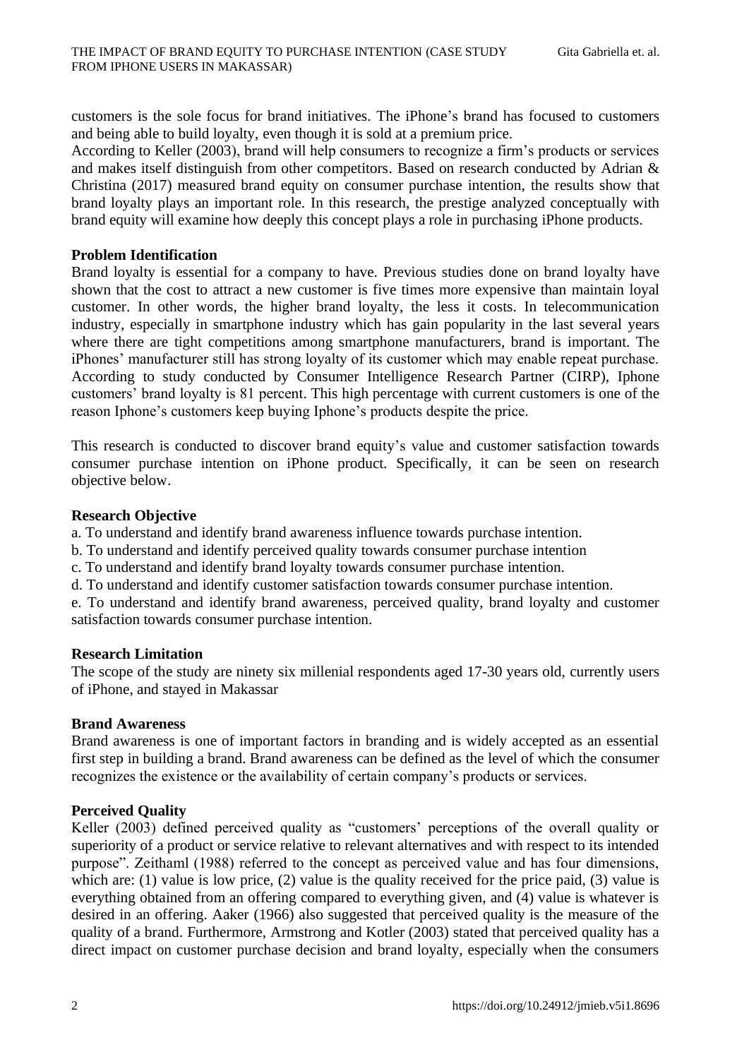customers is the sole focus for brand initiatives. The iPhone's brand has focused to customers and being able to build loyalty, even though it is sold at a premium price.

According to Keller (2003), brand will help consumers to recognize a firm's products or services and makes itself distinguish from other competitors. Based on research conducted by Adrian & Christina (2017) measured brand equity on consumer purchase intention, the results show that brand loyalty plays an important role. In this research, the prestige analyzed conceptually with brand equity will examine how deeply this concept plays a role in purchasing iPhone products.

**Problem Identification**

Brand loyalty is essential for a company to have. Previous studies done on brand loyalty have shown that the cost to attract a new customer is five times more expensive than maintain loyal customer. In other words, the higher brand loyalty, the less it costs. In telecommunication industry, especially in smartphone industry which has gain popularity in the last several years where there are tight competitions among smartphone manufacturers, brand is important. The iPhones' manufacturer still has strong loyalty of its customer which may enable repeat purchase. According to study conducted by Consumer Intelligence Research Partner (CIRP), Iphone customers' brand loyalty is 81 percent. This high percentage with current customers is one of the reason Iphone's customers keep buying Iphone's products despite the price.

This research is conducted to discover brand equity's value and customer satisfaction towards consumer purchase intention on iPhone product. Specifically, it can be seen on research objective below.

**Research Objective**

a. To understand and identify brand awareness influence towards purchase intention.
b. To understand and identify perceived quality towards consumer purchase intention
c. To understand and identify brand loyalty towards consumer purchase intention.
d. To understand and identify customer satisfaction towards consumer purchase intention.
e. To understand and identify brand awareness, perceived quality, brand loyalty and customer satisfaction towards consumer purchase intention.

**Research Limitation**

The scope of the study are ninety six millenial respondents aged 17-30 years old, currently users of iPhone, and stayed in Makassar

**Brand Awareness**

Brand awareness is one of important factors in branding and is widely accepted as an essential first step in building a brand. Brand awareness can be defined as the level of which the consumer recognizes the existence or the availability of certain company's products or services.

**Perceived Quality**

Keller (2003) defined perceived quality as "customers' perceptions of the overall quality or superiority of a product or service relative to relevant alternatives and with respect to its intended purpose". Zeithaml (1988) referred to the concept as perceived value and has four dimensions, which are: (1) value is low price, (2) value is the quality received for the price paid, (3) value is everything obtained from an offering compared to everything given, and (4) value is whatever is desired in an offering. Aaker (1966) also suggested that perceived quality is the measure of the quality of a brand. Furthermore, Armstrong and Kotler (2003) stated that perceived quality has a direct impact on customer purchase decision and brand loyalty, especially when the consumers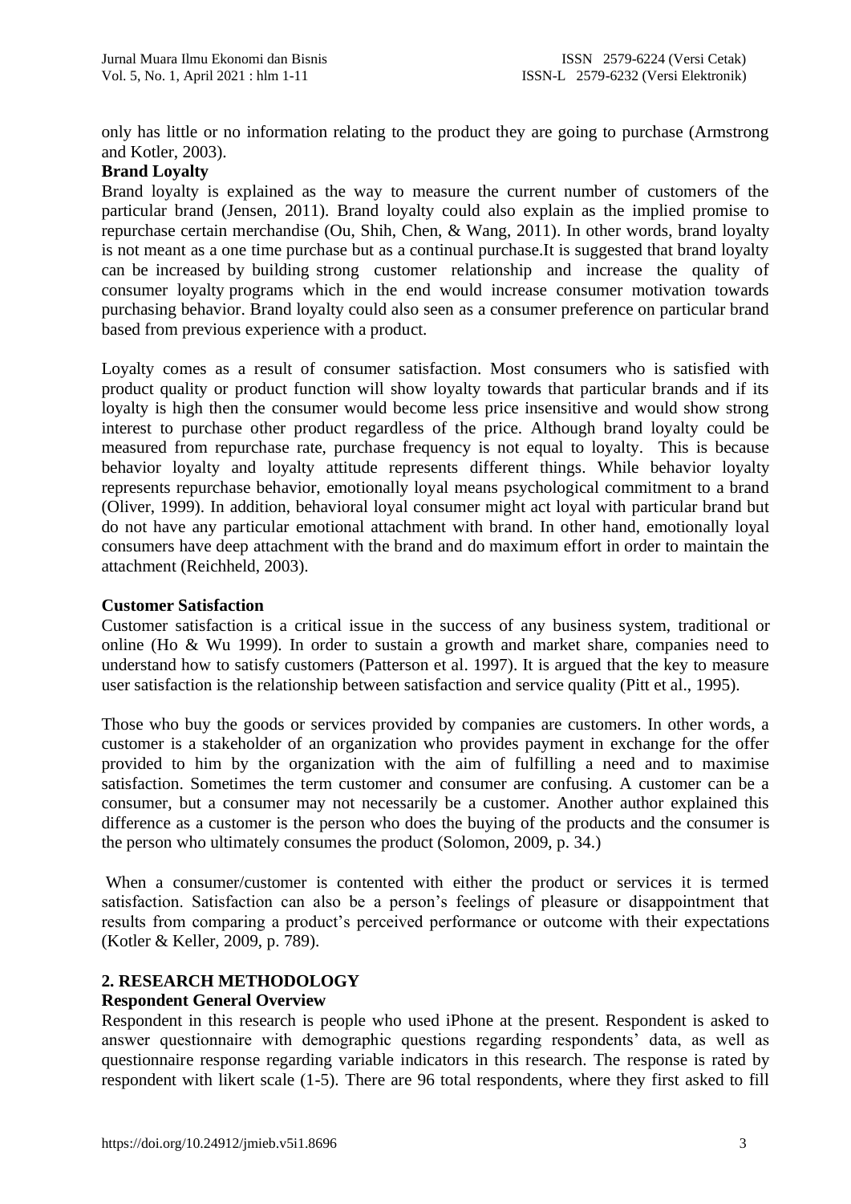only has little or no information relating to the product they are going to purchase (Armstrong and Kotler, 2003).

**Brand Loyalty**

Brand loyalty is explained as the way to measure the current number of customers of the particular brand (Jensen, 2011). Brand loyalty could also explain as the implied promise to repurchase certain merchandise (Ou, Shih, Chen, & Wang, 2011). In other words, brand loyalty is not meant as a one time purchase but as a continual purchase.It is suggested that brand loyalty can be increased by building strong customer relationship and increase the quality of consumer loyalty programs which in the end would increase consumer motivation towards purchasing behavior. Brand loyalty could also seen as a consumer preference on particular brand based from previous experience with a product.

Loyalty comes as a result of consumer satisfaction. Most consumers who is satisfied with product quality or product function will show loyalty towards that particular brands and if its loyalty is high then the consumer would become less price insensitive and would show strong interest to purchase other product regardless of the price. Although brand loyalty could be measured from repurchase rate, purchase frequency is not equal to loyalty. This is because behavior loyalty and loyalty attitude represents different things. While behavior loyalty represents repurchase behavior, emotionally loyal means psychological commitment to a brand (Oliver, 1999). In addition, behavioral loyal consumer might act loyal with particular brand but do not have any particular emotional attachment with brand. In other hand, emotionally loyal consumers have deep attachment with the brand and do maximum effort in order to maintain the attachment (Reichheld, 2003).

**Customer Satisfaction**

Customer satisfaction is a critical issue in the success of any business system, traditional or online (Ho & Wu 1999). In order to sustain a growth and market share, companies need to understand how to satisfy customers (Patterson et al. 1997). It is argued that the key to measure user satisfaction is the relationship between satisfaction and service quality (Pitt et al., 1995).

Those who buy the goods or services provided by companies are customers. In other words, a customer is a stakeholder of an organization who provides payment in exchange for the offer provided to him by the organization with the aim of fulfilling a need and to maximise satisfaction. Sometimes the term customer and consumer are confusing. A customer can be a consumer, but a consumer may not necessarily be a customer. Another author explained this difference as a customer is the person who does the buying of the products and the consumer is the person who ultimately consumes the product (Solomon, 2009, p. 34.)

When a consumer/customer is contented with either the product or services it is termed satisfaction. Satisfaction can also be a person's feelings of pleasure or disappointment that results from comparing a product's perceived performance or outcome with their expectations (Kotler & Keller, 2009, p. 789).

## 2. RESEARCH METHODOLOGY

**Respondent General Overview**

Respondent in this research is people who used iPhone at the present. Respondent is asked to answer questionnaire with demographic questions regarding respondents' data, as well as questionnaire response regarding variable indicators in this research. The response is rated by respondent with likert scale (1-5). There are 96 total respondents, where they first asked to fill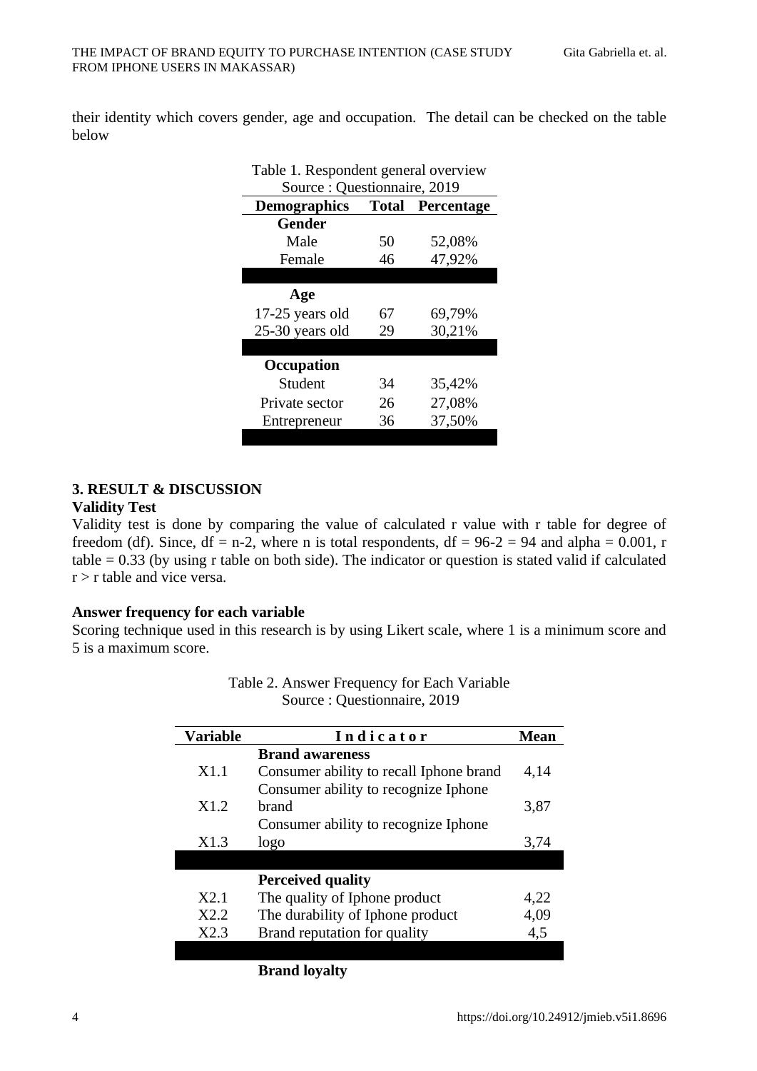their identity which covers gender, age and occupation. The detail can be checked on the table below

Table 1. Respondent general overview
Source : Questionnaire, 2019

| Demographics | Total | Percentage |
|---|---|---|
| **Gender** | | |
| Male | 50 | 52,08% |
| Female | 46 | 47,92% |
| | | |
| **Age** | | |
| 17-25 years old | 67 | 69,79% |
| 25-30 years old | 29 | 30,21% |
| | | |
| **Occupation** | | |
| Student | 34 | 35,42% |
| Private sector | 26 | 27,08% |
| Entrepreneur | 36 | 37,50% |

## 3. RESULT & DISCUSSION

### Validity Test

Validity test is done by comparing the value of calculated r value with r table for degree of freedom (df). Since, df = n-2, where n is total respondents, df = 96-2 = 94 and alpha = 0.001, r table = 0.33 (by using r table on both side). The indicator or question is stated valid if calculated r > r table and vice versa.

### Answer frequency for each variable

Scoring technique used in this research is by using Likert scale, where 1 is a minimum score and 5 is a maximum score.

Table 2. Answer Frequency for Each Variable
Source : Questionnaire, 2019

| Variable | Indicator | Mean |
|---|---|---|
| | **Brand awareness** | |
| X1.1 | Consumer ability to recall Iphone brand | 4,14 |
| X1.2 | Consumer ability to recognize Iphone brand | 3,87 |
| X1.3 | Consumer ability to recognize Iphone logo | 3,74 |
| | | |
| | **Perceived quality** | |
| X2.1 | The quality of Iphone product | 4,22 |
| X2.2 | The durability of Iphone product | 4,09 |
| X2.3 | Brand reputation for quality | 4,5 |
| | | |
| | **Brand loyalty** | |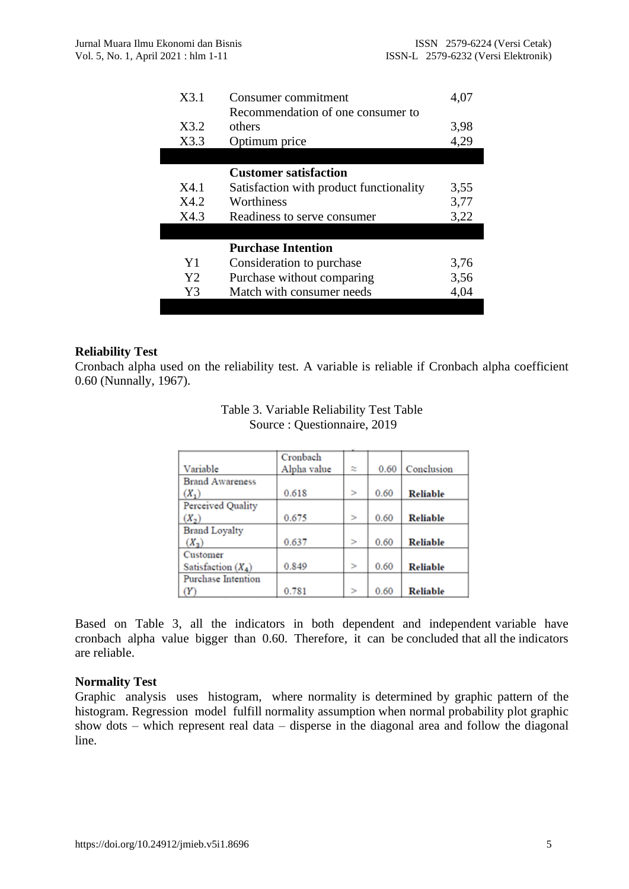| | | |
|---|---|---|
| X3.1 | Consumer commitment | 4,07 |
| X3.2 | Recommendation of one consumer to others | 3,98 |
| X3.3 | Optimum price | 4,29 |
| | | |
| | **Customer satisfaction** | |
| X4.1 | Satisfaction with product functionality | 3,55 |
| X4.2 | Worthiness | 3,77 |
| X4.3 | Readiness to serve consumer | 3,22 |
| | | |
| | **Purchase Intention** | |
| Y1 | Consideration to purchase | 3,76 |
| Y2 | Purchase without comparing | 3,56 |
| Y3 | Match with consumer needs | 4,04 |

**Reliability Test**

Cronbach alpha used on the reliability test. A variable is reliable if Cronbach alpha coefficient 0.60 (Nunnally, 1967).

Table 3. Variable Reliability Test Table
Source : Questionnaire, 2019

| Variable | Cronbach Alpha value | ≈ | 0.60 | Conclusion |
|---|---|---|---|---|
| Brand Awareness ($X_1$) | 0.618 | > | 0.60 | **Reliable** |
| Perceived Quality ($X_2$) | 0.675 | > | 0.60 | **Reliable** |
| Brand Loyalty ($X_3$) | 0.637 | > | 0.60 | **Reliable** |
| Customer Satisfaction ($X_4$) | 0.849 | > | 0.60 | **Reliable** |
| Purchase Intention ($Y$) | 0.781 | > | 0.60 | **Reliable** |

Based on Table 3, all the indicators in both dependent and independent variable have cronbach alpha value bigger than 0.60. Therefore, it can be concluded that all the indicators are reliable.

**Normality Test**

Graphic analysis uses histogram, where normality is determined by graphic pattern of the histogram. Regression model fulfill normality assumption when normal probability plot graphic show dots – which represent real data – disperse in the diagonal area and follow the diagonal line.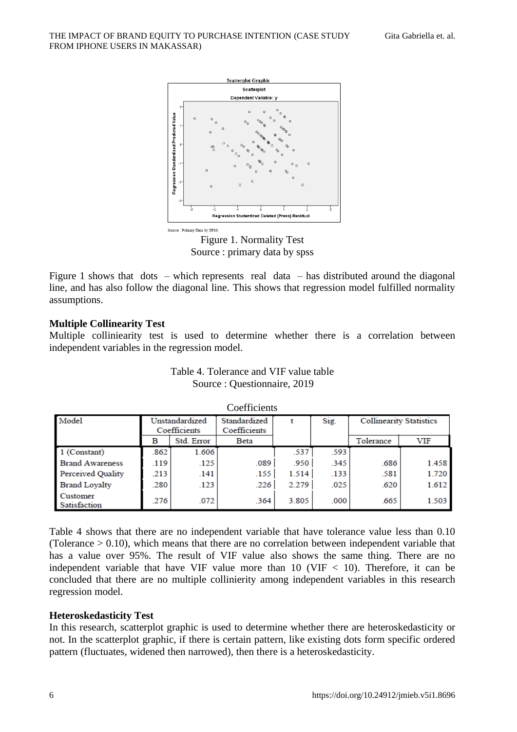Figure 1. Normality Test
Source : primary data by spss

Figure 1 shows that dots – which represents real data – has distributed around the diagonal line, and has also follow the diagonal line. This shows that regression model fulfilled normality assumptions.

**Multiple Collinearity Test**

Multiple colliniearity test is used to determine whether there is a correlation between independent variables in the regression model.

Table 4. Tolerance and VIF value table
Source : Questionnaire, 2019

Coefficients

| Model | Unstandardized Coefficients | | Standardized Coefficients | t | Sig. | Collinearity Statistics | |
|---|---|---|---|---|---|---|---|
| | B | Std. Error | Beta | | | Tolerance | VIF |
| 1 (Constant) | .862 | 1.606 | | .537 | .593 | | |
| Brand Awareness | .119 | .125 | .089 | .950 | .345 | .686 | 1.458 |
| Perceived Quality | .213 | .141 | .155 | 1.514 | .133 | .581 | 1.720 |
| Brand Loyalty | .280 | .123 | .226 | 2.279 | .025 | .620 | 1.612 |
| Customer Satisfaction | .276 | .072 | .364 | 3.805 | .000 | .665 | 1.503 |

Table 4 shows that there are no independent variable that have tolerance value less than 0.10 (Tolerance > 0.10), which means that there are no correlation between independent variable that has a value over 95%. The result of VIF value also shows the same thing. There are no independent variable that have VIF value more than 10 (VIF < 10). Therefore, it can be concluded that there are no multiple collinierity among independent variables in this research regression model.

**Heteroskedasticity Test**

In this research, scatterplot graphic is used to determine whether there are heteroskedasticity or not. In the scatterplot graphic, if there is certain pattern, like existing dots form specific ordered pattern (fluctuates, widened then narrowed), then there is a heteroskedasticity.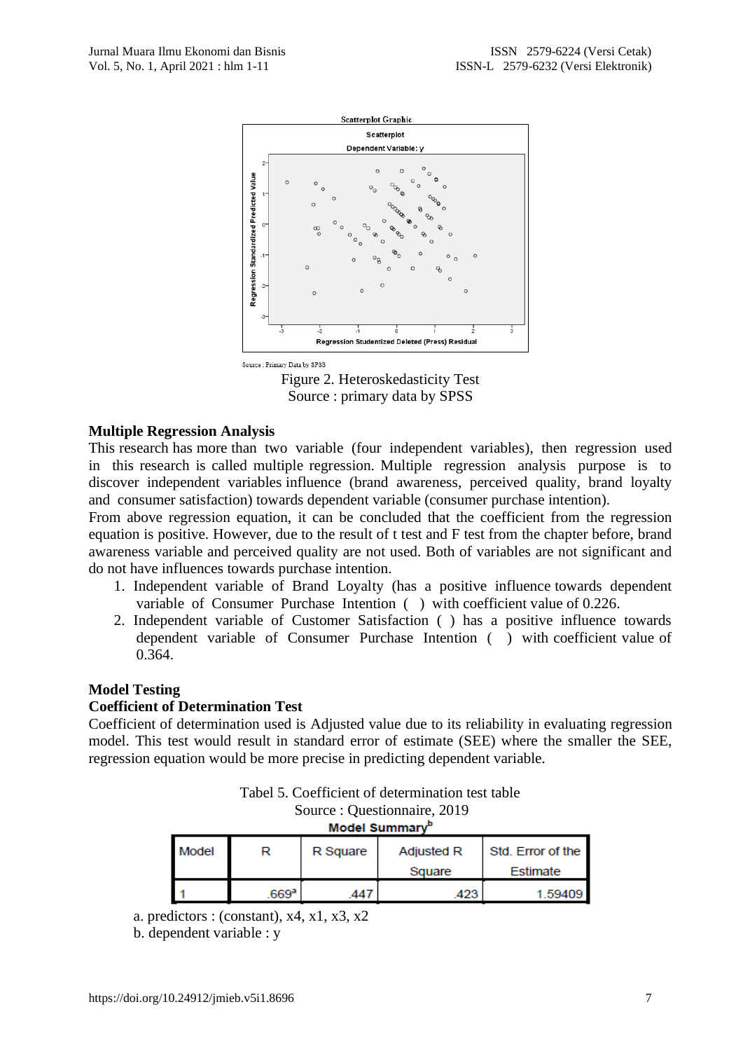Source : Primary Data by SPSS

Figure 2. Heteroskedasticity Test
Source : primary data by SPSS

**Multiple Regression Analysis**

This research has more than two variable (four independent variables), then regression used in this research is called multiple regression. Multiple regression analysis purpose is to discover independent variables influence (brand awareness, perceived quality, brand loyalty and consumer satisfaction) towards dependent variable (consumer purchase intention).

From above regression equation, it can be concluded that the coefficient from the regression equation is positive. However, due to the result of t test and F test from the chapter before, brand awareness variable and perceived quality are not used. Both of variables are not significant and do not have influences towards purchase intention.

1. Independent variable of Brand Loyalty (has a positive influence towards dependent variable of Consumer Purchase Intention ( ) with coefficient value of 0.226.
2. Independent variable of Customer Satisfaction ( ) has a positive influence towards dependent variable of Consumer Purchase Intention ( ) with coefficient value of 0.364.

**Model Testing**

**Coefficient of Determination Test**

Coefficient of determination used is Adjusted value due to its reliability in evaluating regression model. This test would result in standard error of estimate (SEE) where the smaller the SEE, regression equation would be more precise in predicting dependent variable.

Tabel 5. Coefficient of determination test table
Source : Questionnaire, 2019

**Model Summary[b]**

| Model | R | R Square | Adjusted R Square | Std. Error of the Estimate |
|---|---|---|---|---|
| 1 | .669[a] | .447 | .423 | 1.59409 |

a. predictors : (constant), x4, x1, x3, x2
b. dependent variable : y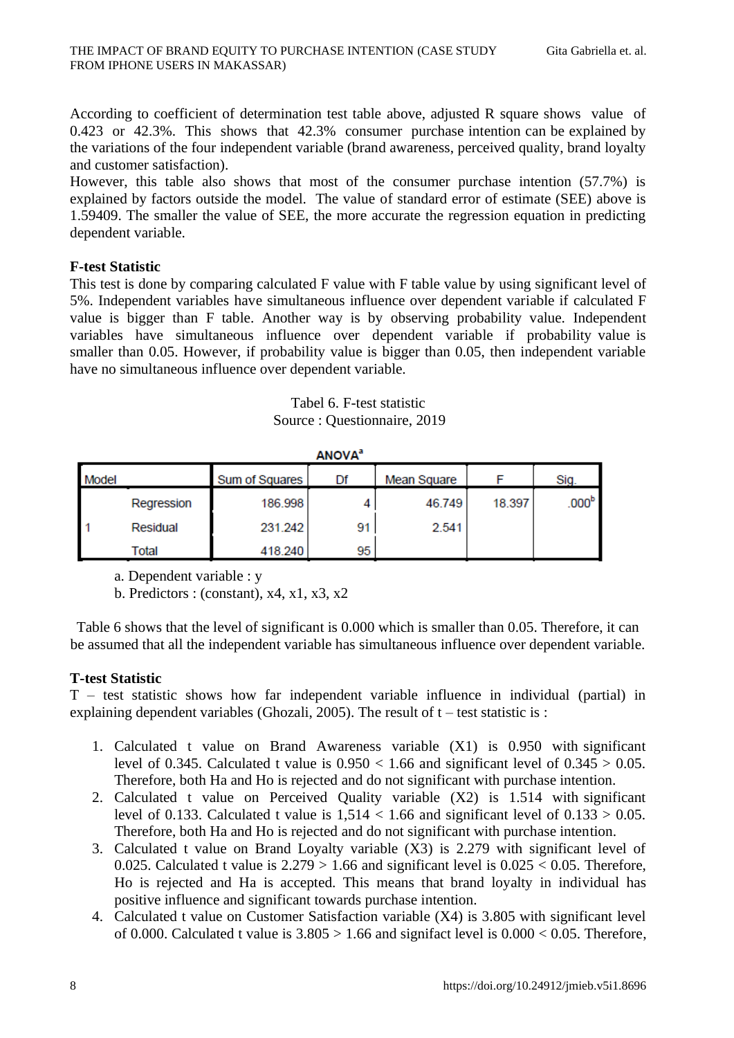According to coefficient of determination test table above, adjusted R square shows value of 0.423 or 42.3%. This shows that 42.3% consumer purchase intention can be explained by the variations of the four independent variable (brand awareness, perceived quality, brand loyalty and customer satisfaction).

However, this table also shows that most of the consumer purchase intention (57.7%) is explained by factors outside the model. The value of standard error of estimate (SEE) above is 1.59409. The smaller the value of SEE, the more accurate the regression equation in predicting dependent variable.

**F-test Statistic**

This test is done by comparing calculated F value with F table value by using significant level of 5%. Independent variables have simultaneous influence over dependent variable if calculated F value is bigger than F table. Another way is by observing probability value. Independent variables have simultaneous influence over dependent variable if probability value is smaller than 0.05. However, if probability value is bigger than 0.05, then independent variable have no simultaneous influence over dependent variable.

Tabel 6. F-test statistic
Source : Questionnaire, 2019

ANOVA[a]

| Model | | Sum of Squares | Df | Mean Square | F | Sig. |
|---|---|---|---|---|---|---|
| 1 | Regression | 186.998 | 4 | 46.749 | 18.397 | .000[b] |
| | Residual | 231.242 | 91 | 2.541 | | |
| | Total | 418.240 | 95 | | | |

a. Dependent variable : y

b. Predictors : (constant), x4, x1, x3, x2

Table 6 shows that the level of significant is 0.000 which is smaller than 0.05. Therefore, it can be assumed that all the independent variable has simultaneous influence over dependent variable.

**T-test Statistic**

T – test statistic shows how far independent variable influence in individual (partial) in explaining dependent variables (Ghozali, 2005). The result of t – test statistic is :

1. Calculated t value on Brand Awareness variable (X1) is 0.950 with significant level of 0.345. Calculated t value is $0.950 < 1.66$ and significant level of $0.345 > 0.05$. Therefore, both Ha and Ho is rejected and do not significant with purchase intention.
2. Calculated t value on Perceived Quality variable (X2) is 1.514 with significant level of 0.133. Calculated t value is $1,514 < 1.66$ and significant level of $0.133 > 0.05$. Therefore, both Ha and Ho is rejected and do not significant with purchase intention.
3. Calculated t value on Brand Loyalty variable (X3) is 2.279 with significant level of 0.025. Calculated t value is $2.279 > 1.66$ and significant level is $0.025 < 0.05$. Therefore, Ho is rejected and Ha is accepted. This means that brand loyalty in individual has positive influence and significant towards purchase intention.
4. Calculated t value on Customer Satisfaction variable (X4) is 3.805 with significant level of 0.000. Calculated t value is $3.805 > 1.66$ and signifact level is $0.000 < 0.05$. Therefore,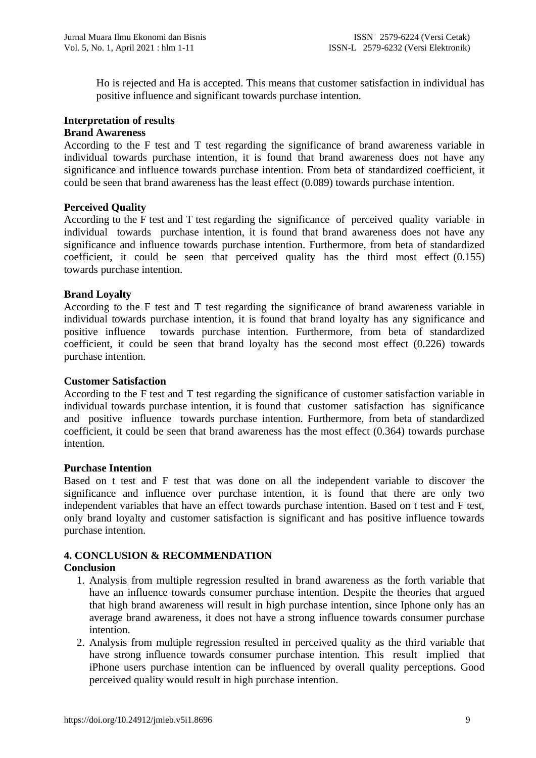Ho is rejected and Ha is accepted. This means that customer satisfaction in individual has positive influence and significant towards purchase intention.

**Interpretation of results**

**Brand Awareness**

According to the F test and T test regarding the significance of brand awareness variable in individual towards purchase intention, it is found that brand awareness does not have any significance and influence towards purchase intention. From beta of standardized coefficient, it could be seen that brand awareness has the least effect (0.089) towards purchase intention.

**Perceived Quality**

According to the F test and T test regarding the significance of perceived quality variable in individual towards purchase intention, it is found that brand awareness does not have any significance and influence towards purchase intention. Furthermore, from beta of standardized coefficient, it could be seen that perceived quality has the third most effect (0.155) towards purchase intention.

**Brand Loyalty**

According to the F test and T test regarding the significance of brand awareness variable in individual towards purchase intention, it is found that brand loyalty has any significance and positive influence towards purchase intention. Furthermore, from beta of standardized coefficient, it could be seen that brand loyalty has the second most effect (0.226) towards purchase intention.

**Customer Satisfaction**

According to the F test and T test regarding the significance of customer satisfaction variable in individual towards purchase intention, it is found that customer satisfaction has significance and positive influence towards purchase intention. Furthermore, from beta of standardized coefficient, it could be seen that brand awareness has the most effect (0.364) towards purchase intention.

**Purchase Intention**

Based on t test and F test that was done on all the independent variable to discover the significance and influence over purchase intention, it is found that there are only two independent variables that have an effect towards purchase intention. Based on t test and F test, only brand loyalty and customer satisfaction is significant and has positive influence towards purchase intention.

## 4. CONCLUSION & RECOMMENDATION

**Conclusion**

1. Analysis from multiple regression resulted in brand awareness as the forth variable that have an influence towards consumer purchase intention. Despite the theories that argued that high brand awareness will result in high purchase intention, since Iphone only has an average brand awareness, it does not have a strong influence towards consumer purchase intention.
2. Analysis from multiple regression resulted in perceived quality as the third variable that have strong influence towards consumer purchase intention. This result implied that iPhone users purchase intention can be influenced by overall quality perceptions. Good perceived quality would result in high purchase intention.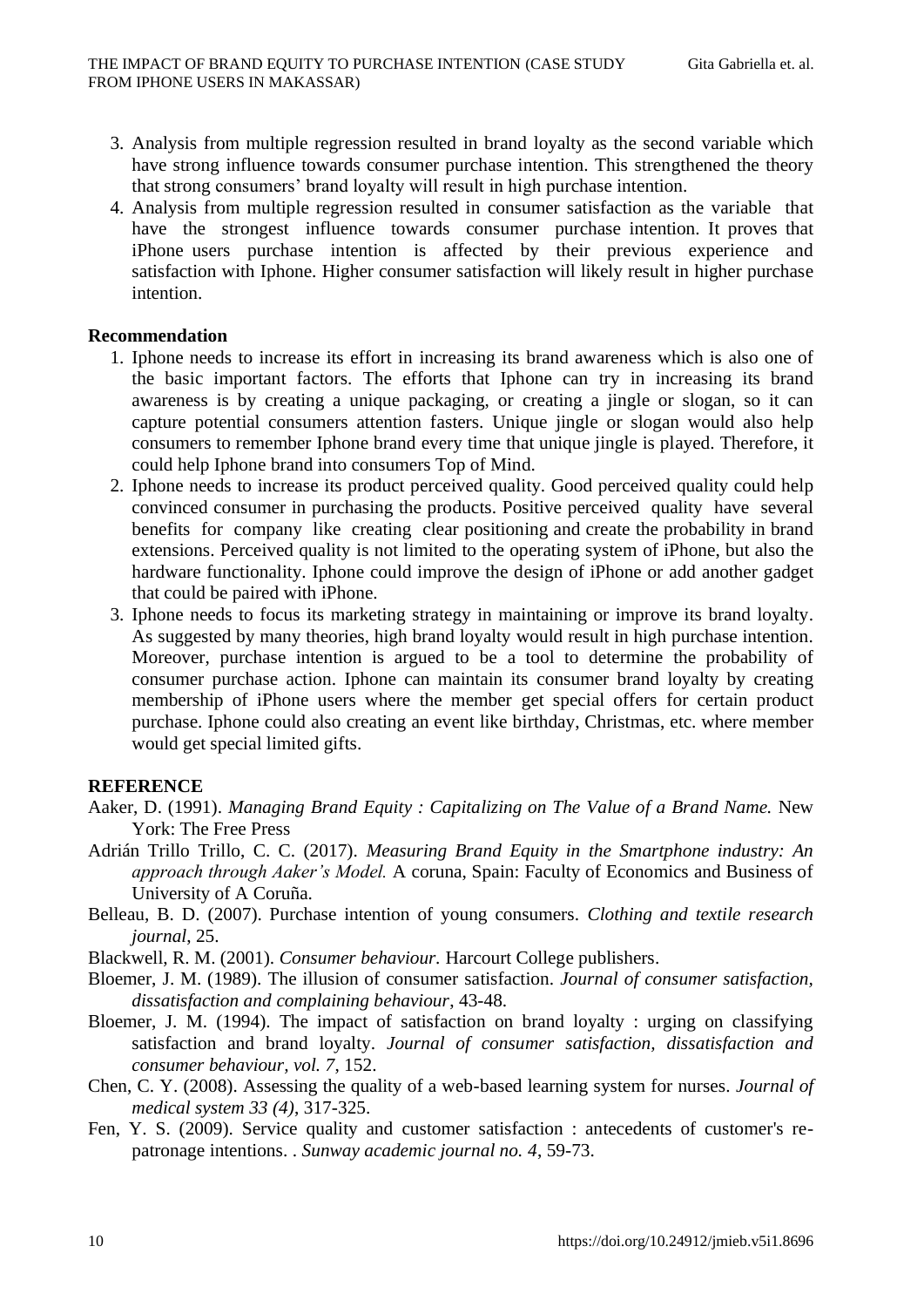3. Analysis from multiple regression resulted in brand loyalty as the second variable which have strong influence towards consumer purchase intention. This strengthened the theory that strong consumers' brand loyalty will result in high purchase intention.
4. Analysis from multiple regression resulted in consumer satisfaction as the variable that have the strongest influence towards consumer purchase intention. It proves that iPhone users purchase intention is affected by their previous experience and satisfaction with Iphone. Higher consumer satisfaction will likely result in higher purchase intention.

**Recommendation**

1. Iphone needs to increase its effort in increasing its brand awareness which is also one of the basic important factors. The efforts that Iphone can try in increasing its brand awareness is by creating a unique packaging, or creating a jingle or slogan, so it can capture potential consumers attention fasters. Unique jingle or slogan would also help consumers to remember Iphone brand every time that unique jingle is played. Therefore, it could help Iphone brand into consumers Top of Mind.
2. Iphone needs to increase its product perceived quality. Good perceived quality could help convinced consumer in purchasing the products. Positive perceived quality have several benefits for company like creating clear positioning and create the probability in brand extensions. Perceived quality is not limited to the operating system of iPhone, but also the hardware functionality. Iphone could improve the design of iPhone or add another gadget that could be paired with iPhone.
3. Iphone needs to focus its marketing strategy in maintaining or improve its brand loyalty. As suggested by many theories, high brand loyalty would result in high purchase intention. Moreover, purchase intention is argued to be a tool to determine the probability of consumer purchase action. Iphone can maintain its consumer brand loyalty by creating membership of iPhone users where the member get special offers for certain product purchase. Iphone could also creating an event like birthday, Christmas, etc. where member would get special limited gifts.

**REFERENCE**

Aaker, D. (1991). *Managing Brand Equity : Capitalizing on The Value of a Brand Name.* New York: The Free Press

Adrián Trillo Trillo, C. C. (2017). *Measuring Brand Equity in the Smartphone industry: An approach through Aaker's Model.* A coruna, Spain: Faculty of Economics and Business of University of A Coruña.

Belleau, B. D. (2007). Purchase intention of young consumers. *Clothing and textile research journal*, 25.

Blackwell, R. M. (2001). *Consumer behaviour.* Harcourt College publishers.

Bloemer, J. M. (1989). The illusion of consumer satisfaction. *Journal of consumer satisfaction, dissatisfaction and complaining behaviour*, 43-48.

Bloemer, J. M. (1994). The impact of satisfaction on brand loyalty : urging on classifying satisfaction and brand loyalty. *Journal of consumer satisfaction, dissatisfaction and consumer behaviour, vol. 7*, 152.

Chen, C. Y. (2008). Assessing the quality of a web-based learning system for nurses. *Journal of medical system 33 (4)*, 317-325.

Fen, Y. S. (2009). Service quality and customer satisfaction : antecedents of customer's re-patronage intentions. . *Sunway academic journal no. 4*, 59-73.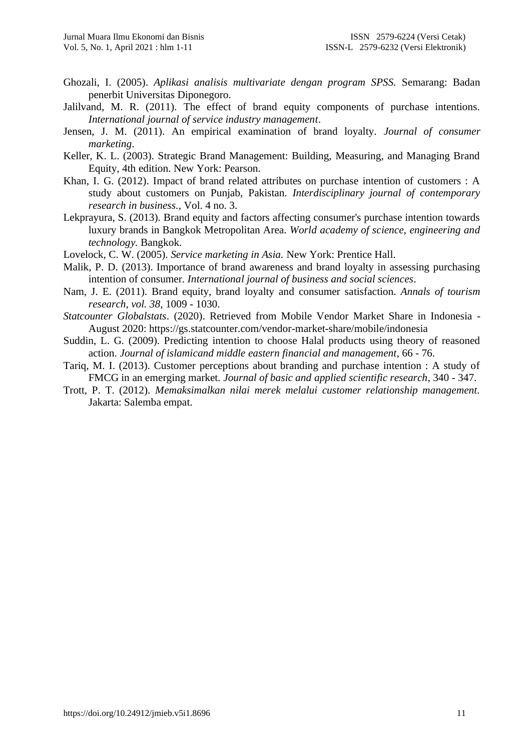Ghozali, I. (2005). *Aplikasi analisis multivariate dengan program SPSS.* Semarang: Badan penerbit Universitas Diponegoro.

Jalilvand, M. R. (2011). The effect of brand equity components of purchase intentions. *International journal of service industry management*.

Jensen, J. M. (2011). An empirical examination of brand loyalty. *Journal of consumer marketing*.

Keller, K. L. (2003). Strategic Brand Management: Building, Measuring, and Managing Brand Equity, 4th edition. New York: Pearson.

Khan, I. G. (2012). Impact of brand related attributes on purchase intention of customers : A study about customers on Punjab, Pakistan. *Interdisciplinary journal of contemporary research in business.*, Vol. 4 no. 3.

Lekprayura, S. (2013). Brand equity and factors affecting consumer's purchase intention towards luxury brands in Bangkok Metropolitan Area. *World academy of science, engineering and technology.* Bangkok.

Lovelock, C. W. (2005). *Service marketing in Asia.* New York: Prentice Hall.

Malik, P. D. (2013). Importance of brand awareness and brand loyalty in assessing purchasing intention of consumer. *International journal of business and social sciences*.

Nam, J. E. (2011). Brand equity, brand loyalty and consumer satisfaction. *Annals of tourism research, vol. 38*, 1009 - 1030.

*Statcounter Globalstats*. (2020). Retrieved from Mobile Vendor Market Share in Indonesia - August 2020: https://gs.statcounter.com/vendor-market-share/mobile/indonesia

Suddin, L. G. (2009). Predicting intention to choose Halal products using theory of reasoned action. *Journal of islamicand middle eastern financial and management*, 66 - 76.

Tariq, M. I. (2013). Customer perceptions about branding and purchase intention : A study of FMCG in an emerging market. *Journal of basic and applied scientific research*, 340 - 347.

Trott, P. T. (2012). *Memaksimalkan nilai merek melalui customer relationship management*. Jakarta: Salemba empat.